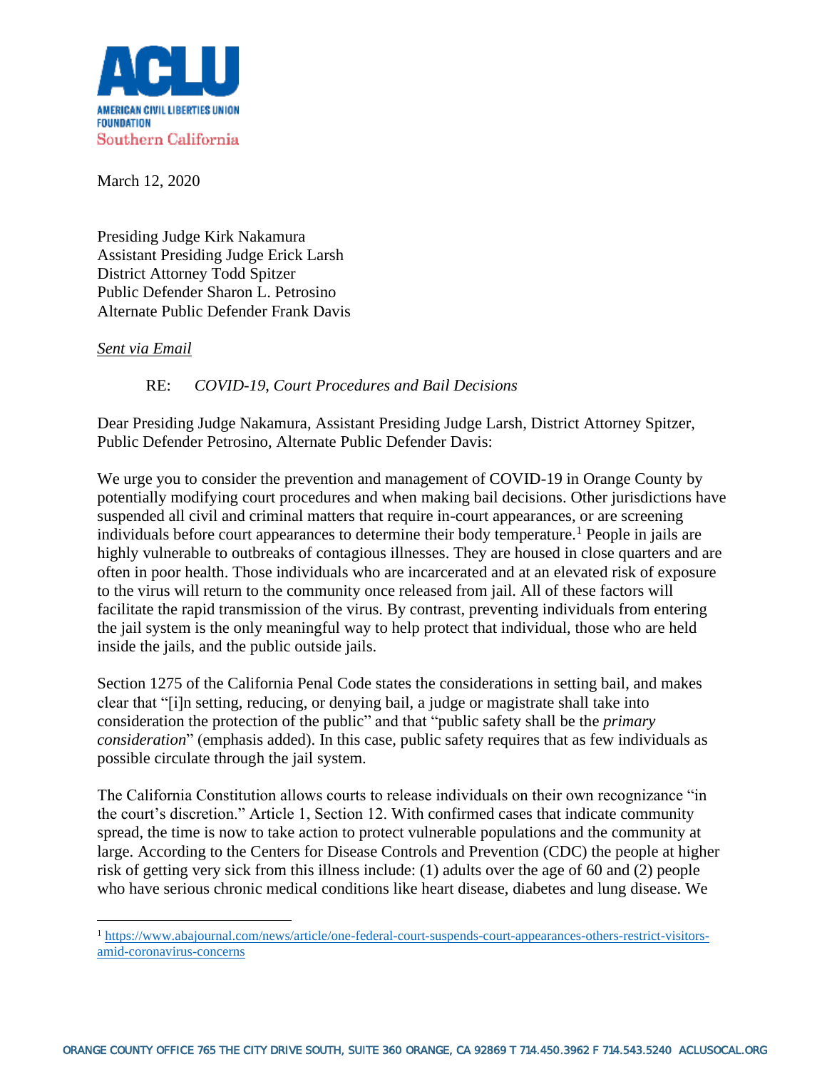**AMERICAN CIVIL LIBERTIES UNION FOUNDATION**
Southern California

March 12, 2020

Presiding Judge Kirk Nakamura
Assistant Presiding Judge Erick Larsh
District Attorney Todd Spitzer
Public Defender Sharon L. Petrosino
Alternate Public Defender Frank Davis

*Sent via Email*

RE: *COVID-19, Court Procedures and Bail Decisions*

Dear Presiding Judge Nakamura, Assistant Presiding Judge Larsh, District Attorney Spitzer, Public Defender Petrosino, Alternate Public Defender Davis:

We urge you to consider the prevention and management of COVID-19 in Orange County by potentially modifying court procedures and when making bail decisions. Other jurisdictions have suspended all civil and criminal matters that require in-court appearances, or are screening individuals before court appearances to determine their body temperature.[1] People in jails are highly vulnerable to outbreaks of contagious illnesses. They are housed in close quarters and are often in poor health. Those individuals who are incarcerated and at an elevated risk of exposure to the virus will return to the community once released from jail. All of these factors will facilitate the rapid transmission of the virus. By contrast, preventing individuals from entering the jail system is the only meaningful way to help protect that individual, those who are held inside the jails, and the public outside jails.

Section 1275 of the California Penal Code states the considerations in setting bail, and makes clear that "[i]n setting, reducing, or denying bail, a judge or magistrate shall take into consideration the protection of the public" and that "public safety shall be the *primary consideration*" (emphasis added). In this case, public safety requires that as few individuals as possible circulate through the jail system.

The California Constitution allows courts to release individuals on their own recognizance "in the court's discretion." Article 1, Section 12. With confirmed cases that indicate community spread, the time is now to take action to protect vulnerable populations and the community at large. According to the Centers for Disease Controls and Prevention (CDC) the people at higher risk of getting very sick from this illness include: (1) adults over the age of 60 and (2) people who have serious chronic medical conditions like heart disease, diabetes and lung disease. We

[1] https://www.abajournal.com/news/article/one-federal-court-suspends-court-appearances-others-restrict-visitors-amid-coronavirus-concerns

ORANGE COUNTY OFFICE 765 THE CITY DRIVE SOUTH, SUITE 360 ORANGE, CA 92869 T 714.450.3962 F 714.543.5240 ACLUSOCAL.ORG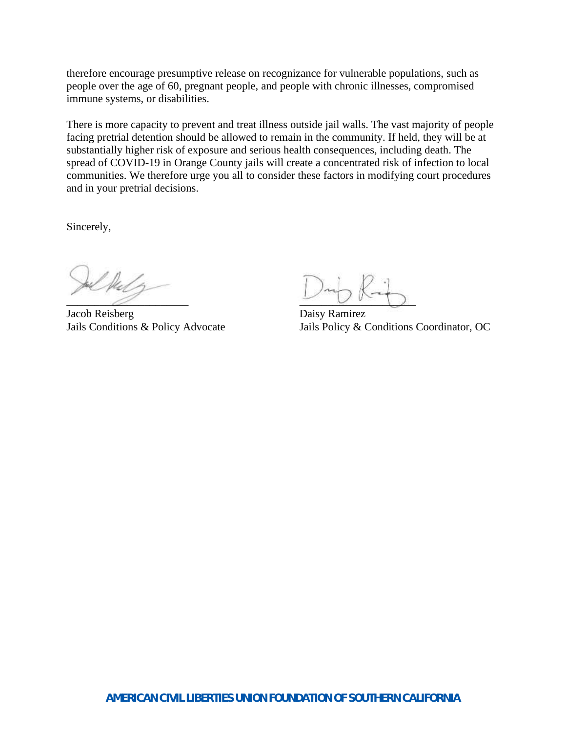therefore encourage presumptive release on recognizance for vulnerable populations, such as people over the age of 60, pregnant people, and people with chronic illnesses, compromised immune systems, or disabilities.

There is more capacity to prevent and treat illness outside jail walls. The vast majority of people facing pretrial detention should be allowed to remain in the community. If held, they will be at substantially higher risk of exposure and serious health consequences, including death. The spread of COVID-19 in Orange County jails will create a concentrated risk of infection to local communities. We therefore urge you all to consider these factors in modifying court procedures and in your pretrial decisions.

Sincerely,

Jacob Reisberg
Jails Conditions & Policy Advocate

Daisy Ramirez
Jails Policy & Conditions Coordinator, OC